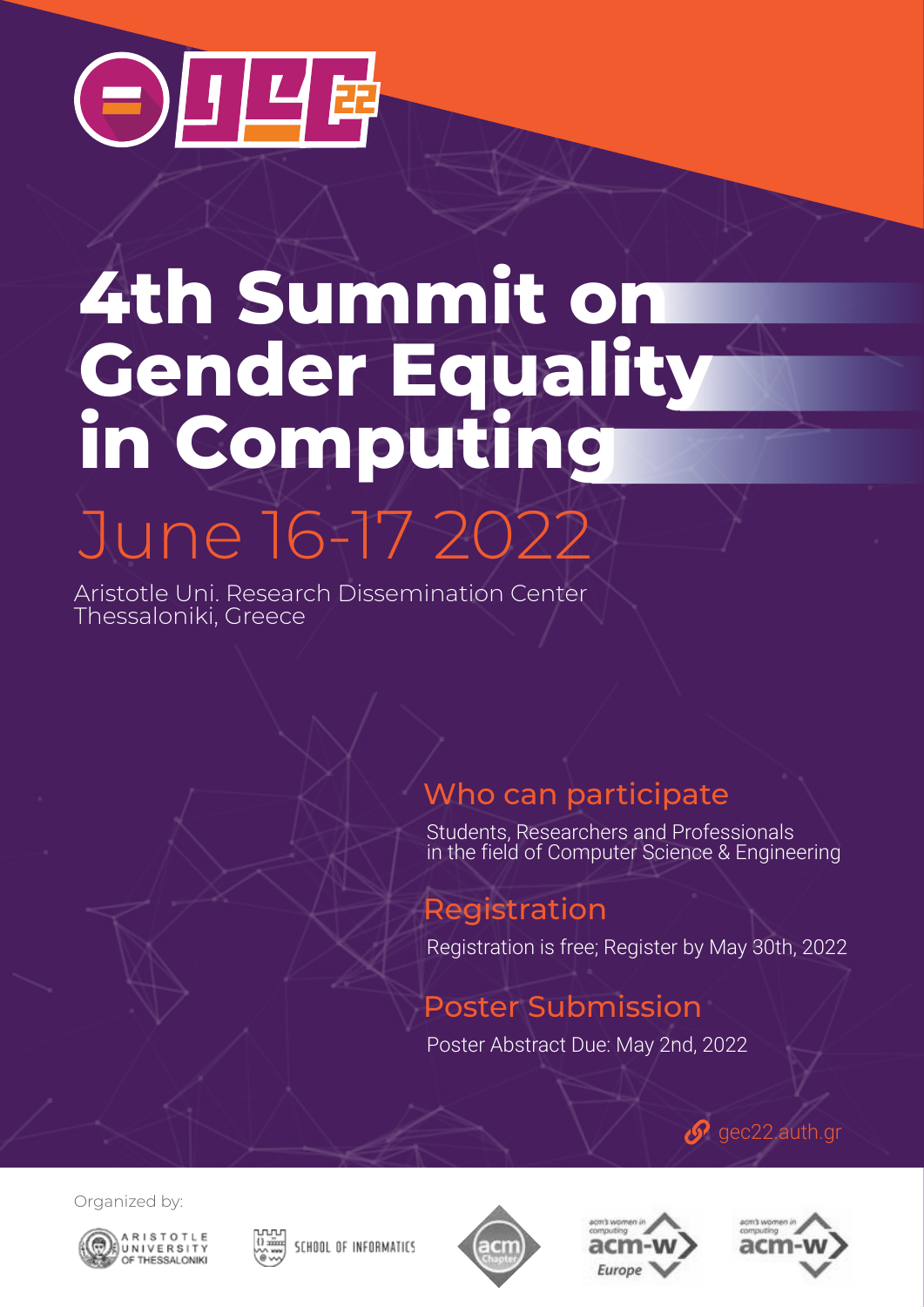# 4th Summit on Gender Equality in Computing

## June 16-17 2022

Aristotle Uni. Research Dissemination Center
Thessaloniki, Greece

### Who can participate

Students, Researchers and Professionals in the field of Computer Science & Engineering

### Registration

Registration is free; Register by May 30th, 2022

### Poster Submission

Poster Abstract Due: May 2nd, 2022

gec22.auth.gr

Organized by:

Aristotle University of Thessaloniki

School of Informatics

acm Chapter

acm's women in computing acm-w Europe

acm's women in computing acm-w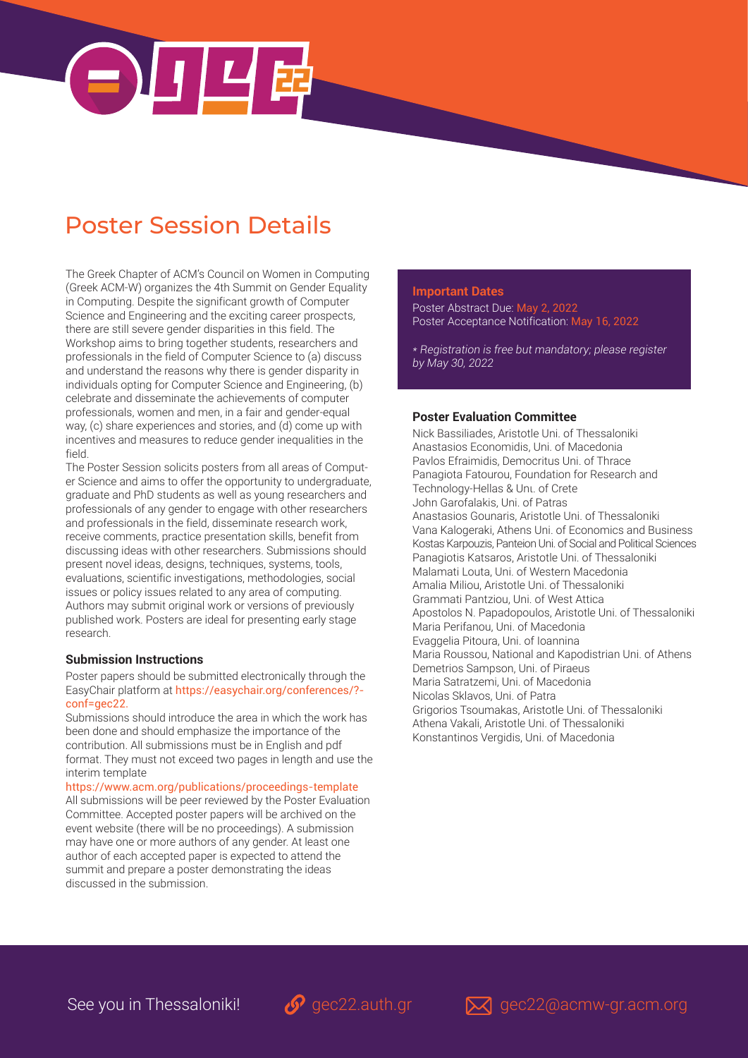# Poster Session Details

The Greek Chapter of ACM's Council on Women in Computing (Greek ACM-W) organizes the 4th Summit on Gender Equality in Computing. Despite the significant growth of Computer Science and Engineering and the exciting career prospects, there are still severe gender disparities in this field. The Workshop aims to bring together students, researchers and professionals in the field of Computer Science to (a) discuss and understand the reasons why there is gender disparity in individuals opting for Computer Science and Engineering, (b) celebrate and disseminate the achievements of computer professionals, women and men, in a fair and gender-equal way, (c) share experiences and stories, and (d) come up with incentives and measures to reduce gender inequalities in the field.

The Poster Session solicits posters from all areas of Computer Science and aims to offer the opportunity to undergraduate, graduate and PhD students as well as young researchers and professionals of any gender to engage with other researchers and professionals in the field, disseminate research work, receive comments, practice presentation skills, benefit from discussing ideas with other researchers. Submissions should present novel ideas, designs, techniques, systems, tools, evaluations, scientific investigations, methodologies, social issues or policy issues related to any area of computing. Authors may submit original work or versions of previously published work. Posters are ideal for presenting early stage research.

### Submission Instructions

Poster papers should be submitted electronically through the EasyChair platform at https://easychair.org/conferences/?conf=gec22.

Submissions should introduce the area in which the work has been done and should emphasize the importance of the contribution. All submissions must be in English and pdf format. They must not exceed two pages in length and use the interim template

https://www.acm.org/publications/proceedings-template

All submissions will be peer reviewed by the Poster Evaluation Committee. Accepted poster papers will be archived on the event website (there will be no proceedings). A submission may have one or more authors of any gender. At least one author of each accepted paper is expected to attend the summit and prepare a poster demonstrating the ideas discussed in the submission.

### Important Dates

Poster Abstract Due: May 2, 2022
Poster Acceptance Notification: May 16, 2022

*\* Registration is free but mandatory; please register by May 30, 2022*

### Poster Evaluation Committee

Nick Bassiliades, Aristotle Uni. of Thessaloniki
Anastasios Economidis, Uni. of Macedonia
Pavlos Efraimidis, Democritus Uni. of Thrace
Panagiota Fatourou, Foundation for Research and Technology-Hellas & Uni. of Crete
John Garofalakis, Uni. of Patras
Anastasios Gounaris, Aristotle Uni. of Thessaloniki
Vana Kalogeraki, Athens Uni. of Economics and Business
Kostas Karpouzis, Panteion Uni. of Social and Political Sciences
Panagiotis Katsaros, Aristotle Uni. of Thessaloniki
Malamati Louta, Uni. of Western Macedonia
Amalia Miliou, Aristotle Uni. of Thessaloniki
Grammati Pantziou, Uni. of West Attica
Apostolos N. Papadopoulos, Aristotle Uni. of Thessaloniki
Maria Perifanou, Uni. of Macedonia
Evaggelia Pitoura, Uni. of Ioannina
Maria Roussou, National and Kapodistrian Uni. of Athens
Demetrios Sampson, Uni. of Piraeus
Maria Satratzemi, Uni. of Macedonia
Nicolas Sklavos, Uni. of Patra
Grigorios Tsoumakas, Aristotle Uni. of Thessaloniki
Athena Vakali, Aristotle Uni. of Thessaloniki
Konstantinos Vergidis, Uni. of Macedonia

See you in Thessaloniki! gec22.auth.gr gec22@acmw-gr.acm.org